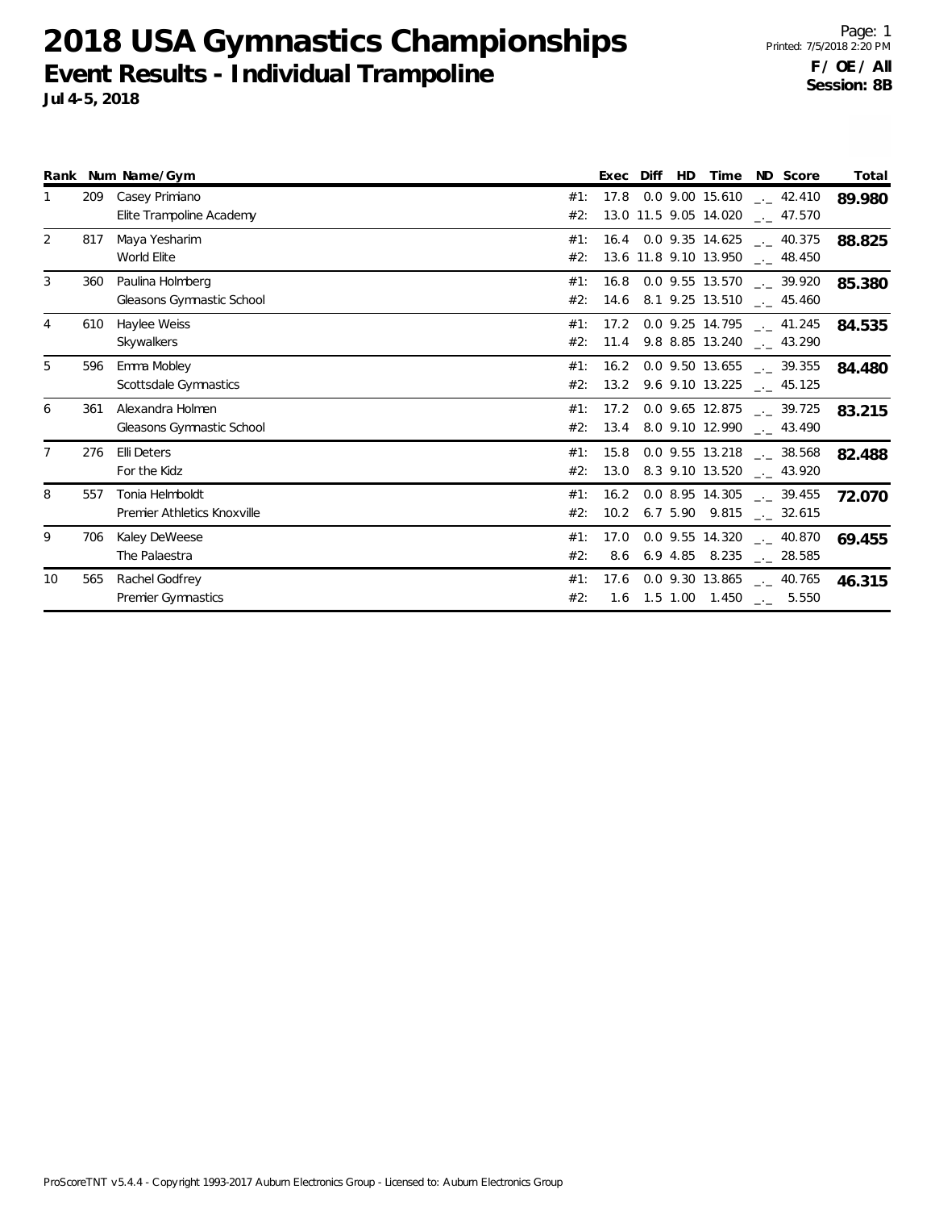# 2018 USA Gymnastics Championships

## Event Results - Individual Trampoline

**Jul 4-5, 2018**

Printed: 7/5/2018 2:20 PM

**F / OE / All**

**Session: 8B**

| Rank | Num | Name/Gym | | Exec | Diff | HD | Time | ND | Score | Total |
|---|---|---|---|---|---|---|---|---|---|---|
| 1 | 209 | Casey Primiano | #1: | 17.8 | 0.0 | 9.00 | 15.610 | _._ | 42.410 | **89.980** |
| | | Elite Trampoline Academy | #2: | 13.0 | 11.5 | 9.05 | 14.020 | _._ | 47.570 | |
| 2 | 817 | Maya Yesharim | #1: | 16.4 | 0.0 | 9.35 | 14.625 | _._ | 40.375 | **88.825** |
| | | World Elite | #2: | 13.6 | 11.8 | 9.10 | 13.950 | _._ | 48.450 | |
| 3 | 360 | Paulina Holmberg | #1: | 16.8 | 0.0 | 9.55 | 13.570 | _._ | 39.920 | **85.380** |
| | | Gleasons Gymnastic School | #2: | 14.6 | 8.1 | 9.25 | 13.510 | _._ | 45.460 | |
| 4 | 610 | Haylee Weiss | #1: | 17.2 | 0.0 | 9.25 | 14.795 | _._ | 41.245 | **84.535** |
| | | Skywalkers | #2: | 11.4 | 9.8 | 8.85 | 13.240 | _._ | 43.290 | |
| 5 | 596 | Emma Mobley | #1: | 16.2 | 0.0 | 9.50 | 13.655 | _._ | 39.355 | **84.480** |
| | | Scottsdale Gymnastics | #2: | 13.2 | 9.6 | 9.10 | 13.225 | _._ | 45.125 | |
| 6 | 361 | Alexandra Holmen | #1: | 17.2 | 0.0 | 9.65 | 12.875 | _._ | 39.725 | **83.215** |
| | | Gleasons Gymnastic School | #2: | 13.4 | 8.0 | 9.10 | 12.990 | _._ | 43.490 | |
| 7 | 276 | Elli Deters | #1: | 15.8 | 0.0 | 9.55 | 13.218 | _._ | 38.568 | **82.488** |
| | | For the Kidz | #2: | 13.0 | 8.3 | 9.10 | 13.520 | _._ | 43.920 | |
| 8 | 557 | Tonia Helmboldt | #1: | 16.2 | 0.0 | 8.95 | 14.305 | _._ | 39.455 | **72.070** |
| | | Premier Athletics Knoxville | #2: | 10.2 | 6.7 | 5.90 | 9.815 | _._ | 32.615 | |
| 9 | 706 | Kaley DeWeese | #1: | 17.0 | 0.0 | 9.55 | 14.320 | _._ | 40.870 | **69.455** |
| | | The Palaestra | #2: | 8.6 | 6.9 | 4.85 | 8.235 | _._ | 28.585 | |
| 10 | 565 | Rachel Godfrey | #1: | 17.6 | 0.0 | 9.30 | 13.865 | _._ | 40.765 | **46.315** |
| | | Premier Gymnastics | #2: | 1.6 | 1.5 | 1.00 | 1.450 | _._ | 5.550 | |

ProScoreTNT v5.4.4 - Copyright 1993-2017 Auburn Electronics Group - Licensed to: Auburn Electronics Group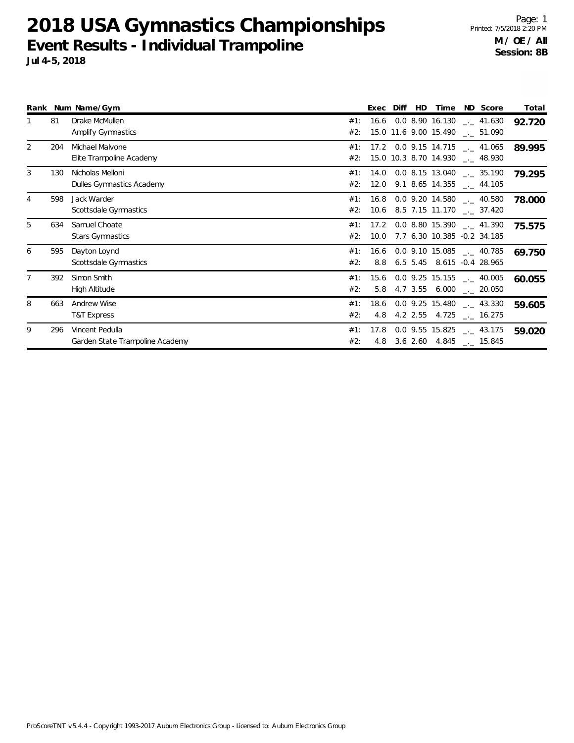# 2018 USA Gymnastics Championships

## Event Results - Individual Trampoline

**Jul 4-5, 2018**

Printed: 7/5/2018 2:20 PM

**M / OE / All**
**Session: 8B**

| Rank | Num | Name/Gym | | Exec | Diff | HD | Time | ND | Score | Total |
|---|---|---|---|---|---|---|---|---|---|---|
| 1 | 81 | Drake McMullen | #1: | 16.6 | 0.0 | 8.90 | 16.130 | _._ | 41.630 | **92.720** |
| | | Amplify Gymnastics | #2: | 15.0 | 11.6 | 9.00 | 15.490 | _._ | 51.090 | |
| 2 | 204 | Michael Malvone | #1: | 17.2 | 0.0 | 9.15 | 14.715 | _._ | 41.065 | **89.995** |
| | | Elite Trampoline Academy | #2: | 15.0 | 10.3 | 8.70 | 14.930 | _._ | 48.930 | |
| 3 | 130 | Nicholas Melloni | #1: | 14.0 | 0.0 | 8.15 | 13.040 | _._ | 35.190 | **79.295** |
| | | Dulles Gymnastics Academy | #2: | 12.0 | 9.1 | 8.65 | 14.355 | _._ | 44.105 | |
| 4 | 598 | Jack Warder | #1: | 16.8 | 0.0 | 9.20 | 14.580 | _._ | 40.580 | **78.000** |
| | | Scottsdale Gymnastics | #2: | 10.6 | 8.5 | 7.15 | 11.170 | _._ | 37.420 | |
| 5 | 634 | Samuel Choate | #1: | 17.2 | 0.0 | 8.80 | 15.390 | _._ | 41.390 | **75.575** |
| | | Stars Gymnastics | #2: | 10.0 | 7.7 | 6.30 | 10.385 | -0.2 | 34.185 | |
| 6 | 595 | Dayton Loynd | #1: | 16.6 | 0.0 | 9.10 | 15.085 | _._ | 40.785 | **69.750** |
| | | Scottsdale Gymnastics | #2: | 8.8 | 6.5 | 5.45 | 8.615 | -0.4 | 28.965 | |
| 7 | 392 | Simon Smith | #1: | 15.6 | 0.0 | 9.25 | 15.155 | _._ | 40.005 | **60.055** |
| | | High Altitude | #2: | 5.8 | 4.7 | 3.55 | 6.000 | _._ | 20.050 | |
| 8 | 663 | Andrew Wise | #1: | 18.6 | 0.0 | 9.25 | 15.480 | _._ | 43.330 | **59.605** |
| | | T&T Express | #2: | 4.8 | 4.2 | 2.55 | 4.725 | _._ | 16.275 | |
| 9 | 296 | Vincent Pedulla | #1: | 17.8 | 0.0 | 9.55 | 15.825 | _._ | 43.175 | **59.020** |
| | | Garden State Trampoline Academy | #2: | 4.8 | 3.6 | 2.60 | 4.845 | _._ | 15.845 | |

ProScoreTNT v5.4.4 - Copyright 1993-2017 Auburn Electronics Group - Licensed to: Auburn Electronics Group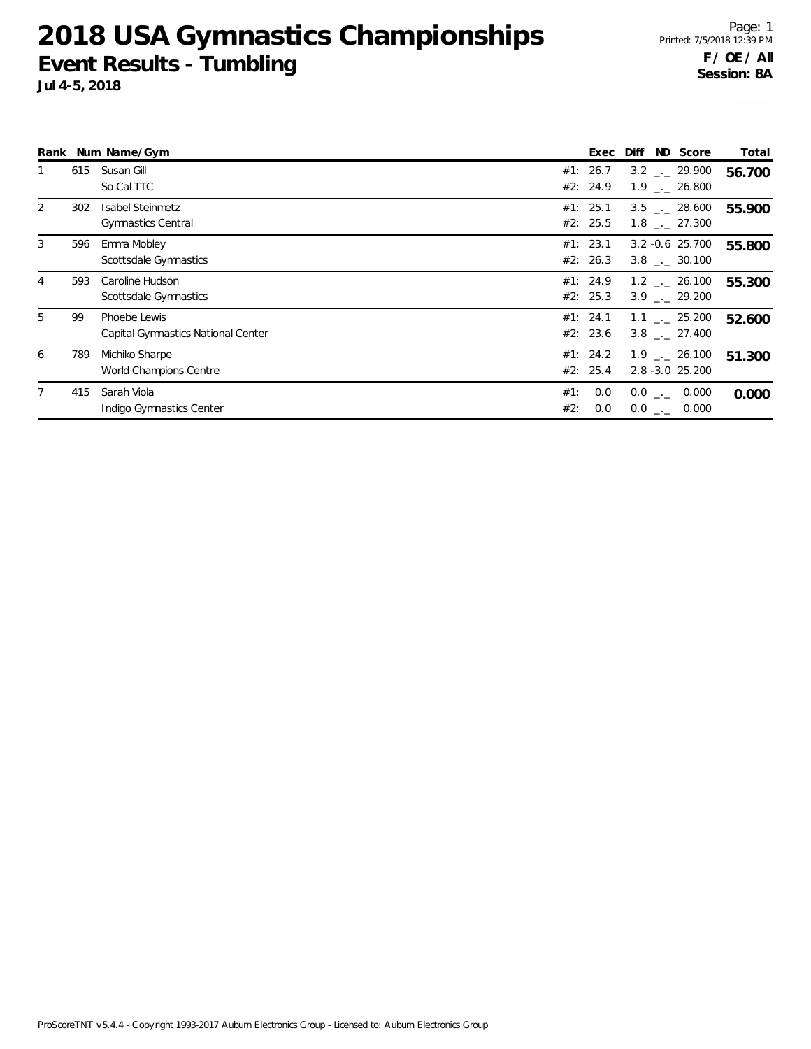# 2018 USA Gymnastics Championships

## Event Results - Tumbling

**Jul 4-5, 2018**

**F / OE / All**
**Session: 8A**

| Rank | Num | Name/Gym | | Exec | Diff | ND | Score | Total |
|---|---|---|---|---|---|---|---|---|
| 1 | 615 | Susan Gill | #1: | 26.7 | 3.2 | _._ | 29.900 | **56.700** |
| | | So Cal TTC | #2: | 24.9 | 1.9 | _._ | 26.800 | |
| 2 | 302 | Isabel Steinmetz | #1: | 25.1 | 3.5 | _._ | 28.600 | **55.900** |
| | | Gymnastics Central | #2: | 25.5 | 1.8 | _._ | 27.300 | |
| 3 | 596 | Emma Mobley | #1: | 23.1 | 3.2 | -0.6 | 25.700 | **55.800** |
| | | Scottsdale Gymnastics | #2: | 26.3 | 3.8 | _._ | 30.100 | |
| 4 | 593 | Caroline Hudson | #1: | 24.9 | 1.2 | _._ | 26.100 | **55.300** |
| | | Scottsdale Gymnastics | #2: | 25.3 | 3.9 | _._ | 29.200 | |
| 5 | 99 | Phoebe Lewis | #1: | 24.1 | 1.1 | _._ | 25.200 | **52.600** |
| | | Capital Gymnastics National Center | #2: | 23.6 | 3.8 | _._ | 27.400 | |
| 6 | 789 | Michiko Sharpe | #1: | 24.2 | 1.9 | _._ | 26.100 | **51.300** |
| | | World Champions Centre | #2: | 25.4 | 2.8 | -3.0 | 25.200 | |
| 7 | 415 | Sarah Viola | #1: | 0.0 | 0.0 | _._ | 0.000 | **0.000** |
| | | Indigo Gymnastics Center | #2: | 0.0 | 0.0 | _._ | 0.000 | |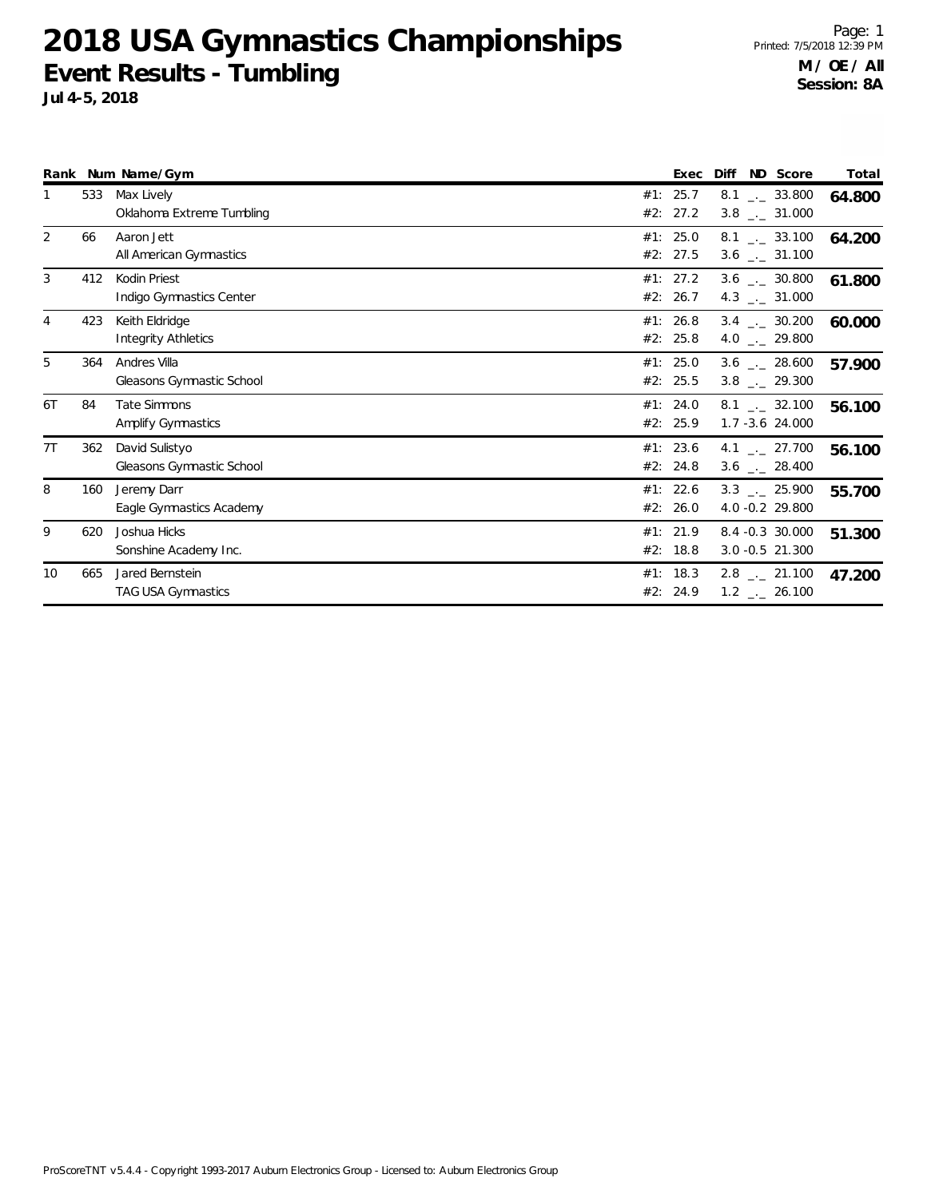# 2018 USA Gymnastics Championships

## Event Results - Tumbling

**Jul 4-5, 2018**

Printed: 7/5/2018 12:39 PM

**M / OE / All**
**Session: 8A**

| Rank | Num | Name/Gym | | Exec | Diff | ND | Score | Total |
|---|---|---|---|---|---|---|---|---|
| 1 | 533 | Max Lively | #1: | 25.7 | 8.1 | _._ | 33.800 | **64.800** |
| | | Oklahoma Extreme Tumbling | #2: | 27.2 | 3.8 | _._ | 31.000 | |
| 2 | 66 | Aaron Jett | #1: | 25.0 | 8.1 | _._ | 33.100 | **64.200** |
| | | All American Gymnastics | #2: | 27.5 | 3.6 | _._ | 31.100 | |
| 3 | 412 | Kodin Priest | #1: | 27.2 | 3.6 | _._ | 30.800 | **61.800** |
| | | Indigo Gymnastics Center | #2: | 26.7 | 4.3 | _._ | 31.000 | |
| 4 | 423 | Keith Eldridge | #1: | 26.8 | 3.4 | _._ | 30.200 | **60.000** |
| | | Integrity Athletics | #2: | 25.8 | 4.0 | _._ | 29.800 | |
| 5 | 364 | Andres Villa | #1: | 25.0 | 3.6 | _._ | 28.600 | **57.900** |
| | | Gleasons Gymnastic School | #2: | 25.5 | 3.8 | _._ | 29.300 | |
| 6T | 84 | Tate Simmons | #1: | 24.0 | 8.1 | _._ | 32.100 | **56.100** |
| | | Amplify Gymnastics | #2: | 25.9 | 1.7 | -3.6 | 24.000 | |
| 7T | 362 | David Sulistyo | #1: | 23.6 | 4.1 | _._ | 27.700 | **56.100** |
| | | Gleasons Gymnastic School | #2: | 24.8 | 3.6 | _._ | 28.400 | |
| 8 | 160 | Jeremy Darr | #1: | 22.6 | 3.3 | _._ | 25.900 | **55.700** |
| | | Eagle Gymnastics Academy | #2: | 26.0 | 4.0 | -0.2 | 29.800 | |
| 9 | 620 | Joshua Hicks | #1: | 21.9 | 8.4 | -0.3 | 30.000 | **51.300** |
| | | Sonshine Academy Inc. | #2: | 18.8 | 3.0 | -0.5 | 21.300 | |
| 10 | 665 | Jared Bernstein | #1: | 18.3 | 2.8 | _._ | 21.100 | **47.200** |
| | | TAG USA Gymnastics | #2: | 24.9 | 1.2 | _._ | 26.100 | |

ProScoreTNT v5.4.4 - Copyright 1993-2017 Auburn Electronics Group - Licensed to: Auburn Electronics Group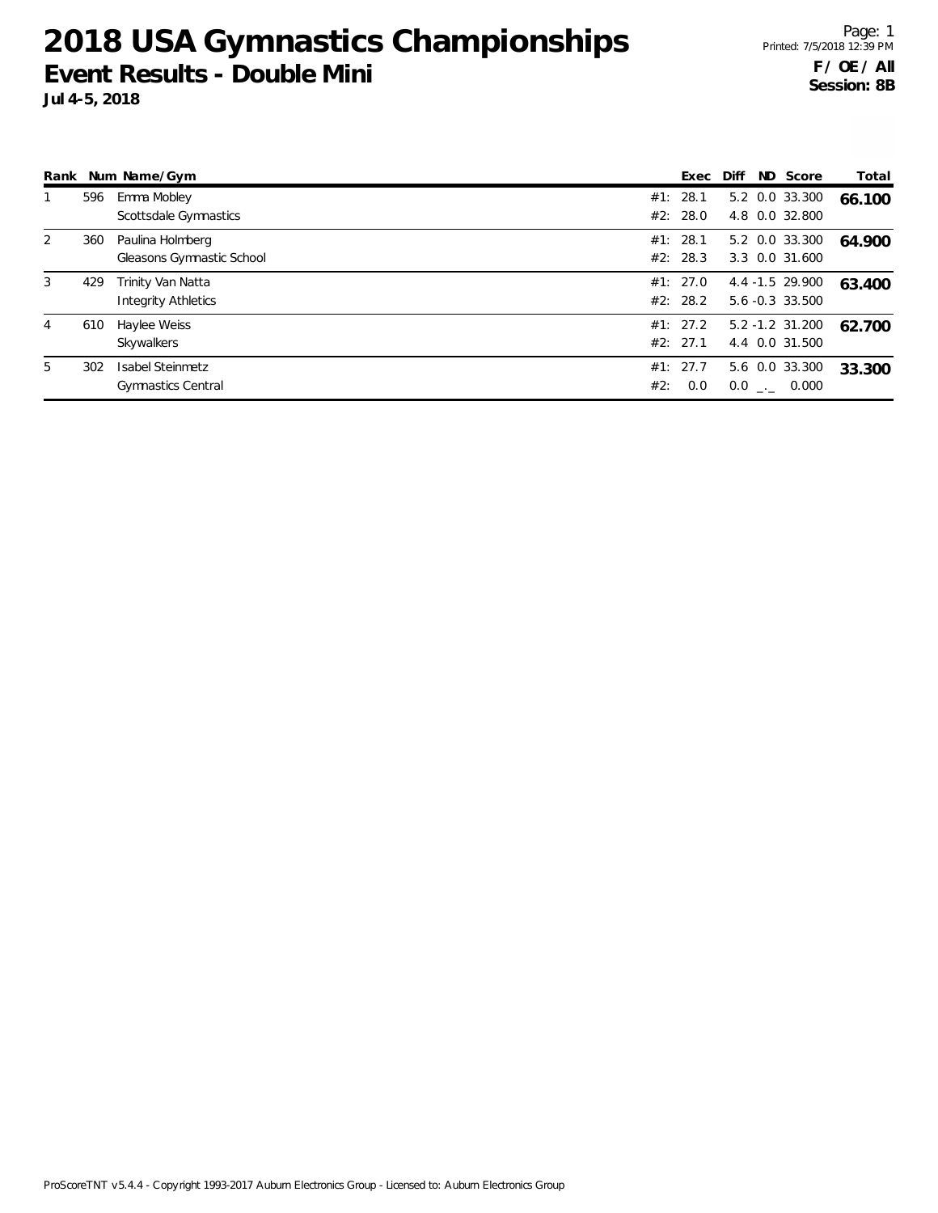# 2018 USA Gymnastics Championships

## Event Results - Double Mini

**Jul 4-5, 2018**

**F / OE / All**
**Session: 8B**

| Rank | Num | Name/Gym | | Exec | Diff | ND | Score | Total |
|---|---|---|---|---|---|---|---|---|
| 1 | 596 | Emma Mobley | #1: | 28.1 | 5.2 | 0.0 | 33.300 | **66.100** |
| | | Scottsdale Gymnastics | #2: | 28.0 | 4.8 | 0.0 | 32.800 | |
| 2 | 360 | Paulina Holmberg | #1: | 28.1 | 5.2 | 0.0 | 33.300 | **64.900** |
| | | Gleasons Gymnastic School | #2: | 28.3 | 3.3 | 0.0 | 31.600 | |
| 3 | 429 | Trinity Van Natta | #1: | 27.0 | 4.4 | -1.5 | 29.900 | **63.400** |
| | | Integrity Athletics | #2: | 28.2 | 5.6 | -0.3 | 33.500 | |
| 4 | 610 | Haylee Weiss | #1: | 27.2 | 5.2 | -1.2 | 31.200 | **62.700** |
| | | Skywalkers | #2: | 27.1 | 4.4 | 0.0 | 31.500 | |
| 5 | 302 | Isabel Steinmetz | #1: | 27.7 | 5.6 | 0.0 | 33.300 | **33.300** |
| | | Gymnastics Central | #2: | 0.0 | 0.0 | _._ | 0.000 | |

ProScoreTNT v5.4.4 - Copyright 1993-2017 Auburn Electronics Group - Licensed to: Auburn Electronics Group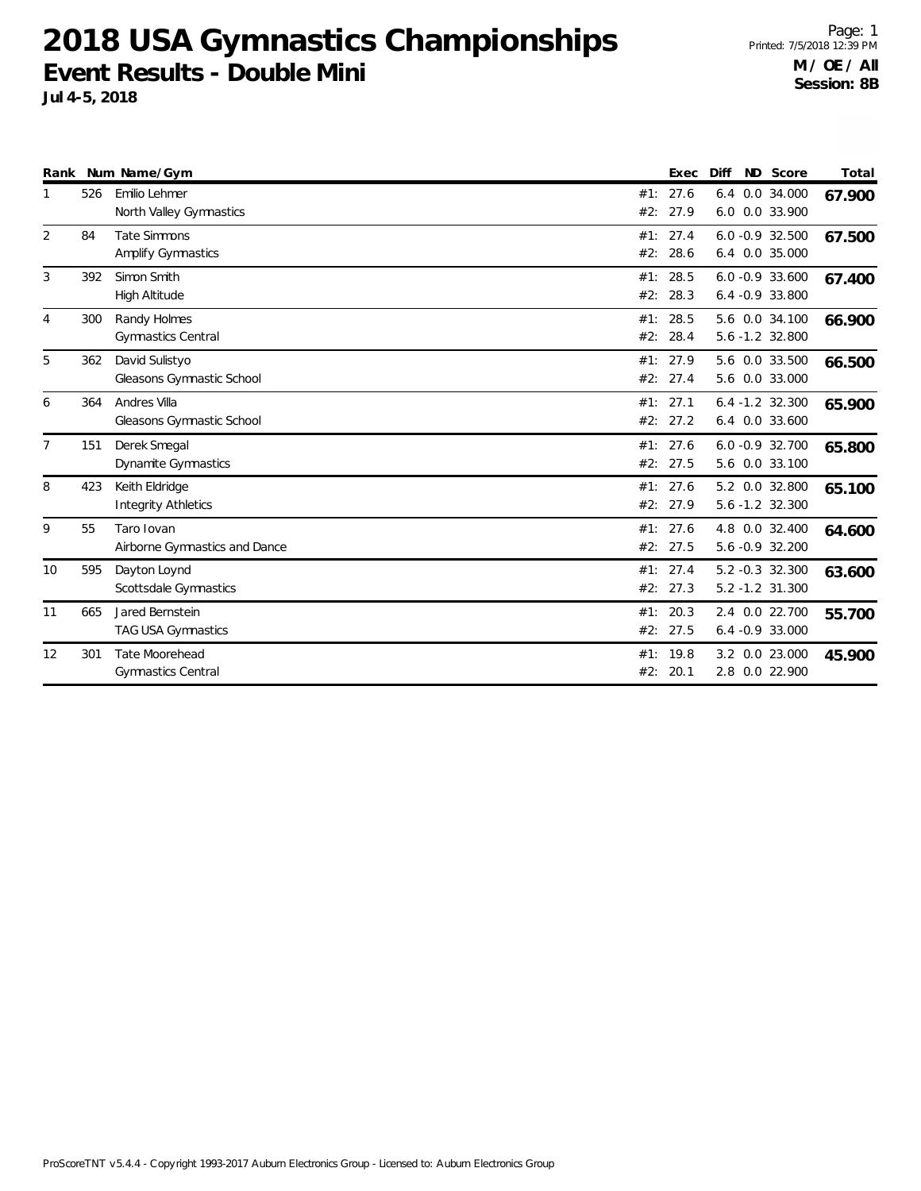# 2018 USA Gymnastics Championships

## Event Results - Double Mini

**Jul 4-5, 2018**

**M / OE / All**
**Session: 8B**

| Rank | Num | Name/Gym | | Exec | Diff | ND | Score | Total |
|---|---|---|---|---|---|---|---|---|
| 1 | 526 | Emilio Lehmer | #1: | 27.6 | 6.4 | 0.0 | 34.000 | **67.900** |
| | | North Valley Gymnastics | #2: | 27.9 | 6.0 | 0.0 | 33.900 | |
| 2 | 84 | Tate Simmons | #1: | 27.4 | 6.0 | -0.9 | 32.500 | **67.500** |
| | | Amplify Gymnastics | #2: | 28.6 | 6.4 | 0.0 | 35.000 | |
| 3 | 392 | Simon Smith | #1: | 28.5 | 6.0 | -0.9 | 33.600 | **67.400** |
| | | High Altitude | #2: | 28.3 | 6.4 | -0.9 | 33.800 | |
| 4 | 300 | Randy Holmes | #1: | 28.5 | 5.6 | 0.0 | 34.100 | **66.900** |
| | | Gymnastics Central | #2: | 28.4 | 5.6 | -1.2 | 32.800 | |
| 5 | 362 | David Sulistyo | #1: | 27.9 | 5.6 | 0.0 | 33.500 | **66.500** |
| | | Gleasons Gymnastic School | #2: | 27.4 | 5.6 | 0.0 | 33.000 | |
| 6 | 364 | Andres Villa | #1: | 27.1 | 6.4 | -1.2 | 32.300 | **65.900** |
| | | Gleasons Gymnastic School | #2: | 27.2 | 6.4 | 0.0 | 33.600 | |
| 7 | 151 | Derek Smegal | #1: | 27.6 | 6.0 | -0.9 | 32.700 | **65.800** |
| | | Dynamite Gymnastics | #2: | 27.5 | 5.6 | 0.0 | 33.100 | |
| 8 | 423 | Keith Eldridge | #1: | 27.6 | 5.2 | 0.0 | 32.800 | **65.100** |
| | | Integrity Athletics | #2: | 27.9 | 5.6 | -1.2 | 32.300 | |
| 9 | 55 | Taro Iovan | #1: | 27.6 | 4.8 | 0.0 | 32.400 | **64.600** |
| | | Airborne Gymnastics and Dance | #2: | 27.5 | 5.6 | -0.9 | 32.200 | |
| 10 | 595 | Dayton Loynd | #1: | 27.4 | 5.2 | -0.3 | 32.300 | **63.600** |
| | | Scottsdale Gymnastics | #2: | 27.3 | 5.2 | -1.2 | 31.300 | |
| 11 | 665 | Jared Bernstein | #1: | 20.3 | 2.4 | 0.0 | 22.700 | **55.700** |
| | | TAG USA Gymnastics | #2: | 27.5 | 6.4 | -0.9 | 33.000 | |
| 12 | 301 | Tate Moorehead | #1: | 19.8 | 3.2 | 0.0 | 23.000 | **45.900** |
| | | Gymnastics Central | #2: | 20.1 | 2.8 | 0.0 | 22.900 | |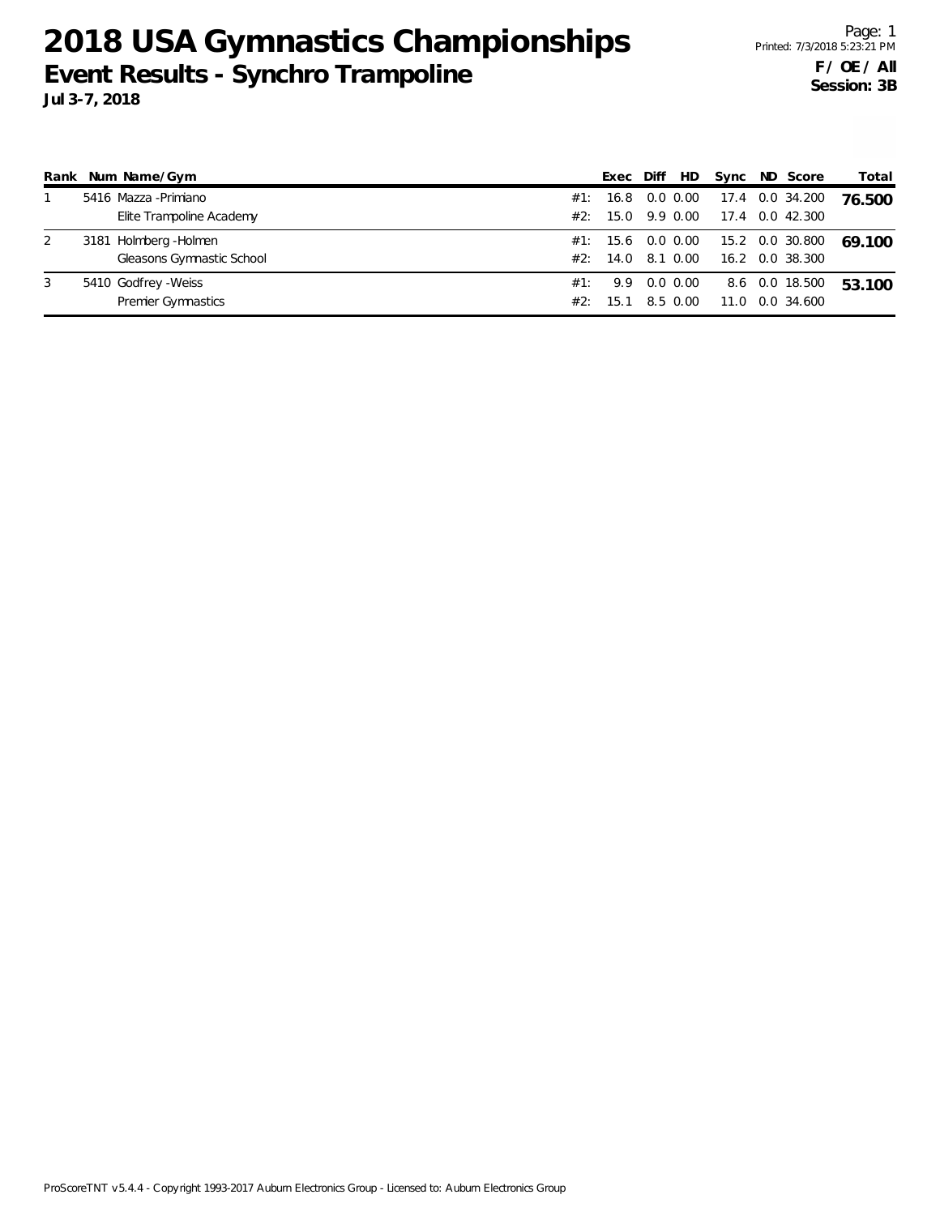# 2018 USA Gymnastics Championships

## Event Results - Synchro Trampoline

**Jul 3-7, 2018**

Printed: 7/3/2018 5:23:21 PM

**F / OE / All**
**Session: 3B**

| Rank | Num | Name/Gym | | Exec | Diff | HD | Sync | ND | Score | Total |
|---|---|---|---|---|---|---|---|---|---|---|
| 1 | 5416 | Mazza -Primiano | #1: | 16.8 | 0.0 | 0.00 | 17.4 | 0.0 | 34.200 | **76.500** |
| | | Elite Trampoline Academy | #2: | 15.0 | 9.9 | 0.00 | 17.4 | 0.0 | 42.300 | |
| 2 | 3181 | Holmberg -Holmen | #1: | 15.6 | 0.0 | 0.00 | 15.2 | 0.0 | 30.800 | **69.100** |
| | | Gleasons Gymnastic School | #2: | 14.0 | 8.1 | 0.00 | 16.2 | 0.0 | 38.300 | |
| 3 | 5410 | Godfrey -Weiss | #1: | 9.9 | 0.0 | 0.00 | 8.6 | 0.0 | 18.500 | **53.100** |
| | | Premier Gymnastics | #2: | 15.1 | 8.5 | 0.00 | 11.0 | 0.0 | 34.600 | |

ProScoreTNT v5.4.4 - Copyright 1993-2017 Auburn Electronics Group - Licensed to: Auburn Electronics Group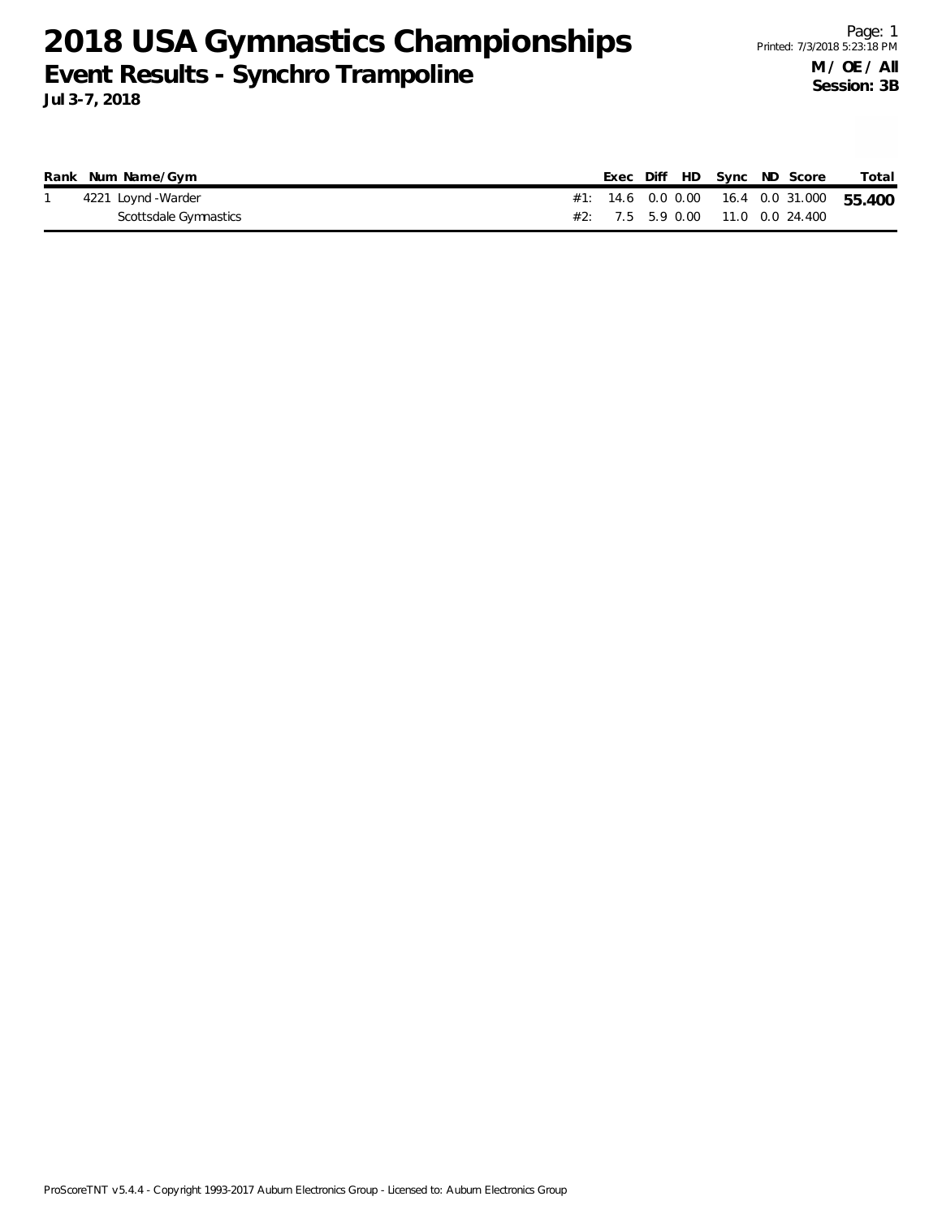# 2018 USA Gymnastics Championships

## Event Results - Synchro Trampoline

**Jul 3-7, 2018**

Page: 1
Printed: 7/3/2018 5:23:18 PM

**M / OE / All**
**Session: 3B**

| Rank | Num | Name/Gym | | Exec | Diff | HD | Sync | ND | Score | Total |
|---|---|---|---|---|---|---|---|---|---|---|
| 1 | 4221 | Loynd -Warder | #1: | 14.6 | 0.0 | 0.00 | 16.4 | 0.0 | 31.000 | **55.400** |
| | | Scottsdale Gymnastics | #2: | 7.5 | 5.9 | 0.00 | 11.0 | 0.0 | 24.400 | |

ProScoreTNT v5.4.4 - Copyright 1993-2017 Auburn Electronics Group - Licensed to: Auburn Electronics Group